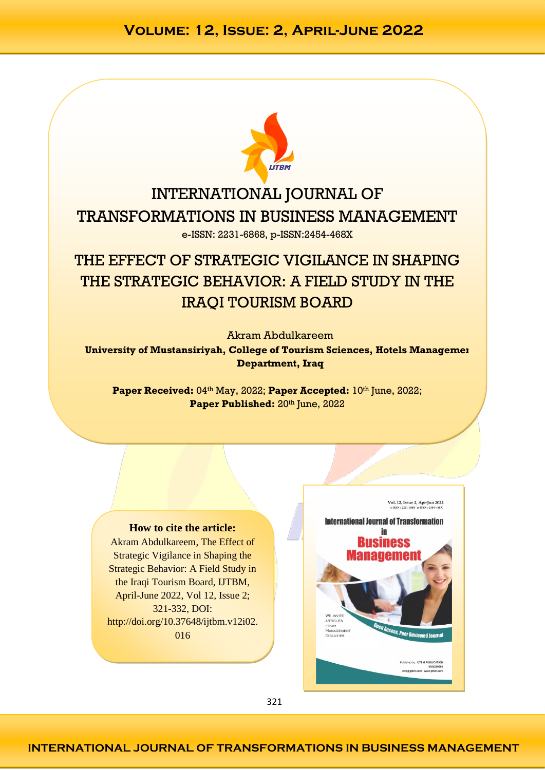# INTERNATIONAL JOURNAL OF TRANSFORMATIONS IN BUSINESS MANAGEMENT

e-ISSN: 2231-6868, p-ISSN:2454-468X

# THE EFFECT OF STRATEGIC VIGILANCE IN SHAPING THE STRATEGIC BEHAVIOR: A FIELD STUDY IN THE IRAQI TOURISM BOARD

Akram Abdulkareem

**University of Mustansiriyah, College of Tourism Sciences, Hotels Management Department, Iraq**

**Paper Received:** 04th May, 2022; **Paper Accepted:** 10th June, 2022; **Paper Published:** 20th June, 2022

**How to cite the article:**

Akram Abdulkareem, The Effect of Strategic Vigilance in Shaping the Strategic Behavior: A Field Study in the Iraqi Tourism Board, IJTBM, April-June 2022, Vol 12, Issue 2; 321-332, DOI: http://doi.org/10.37648/ijtbm.v12i02.016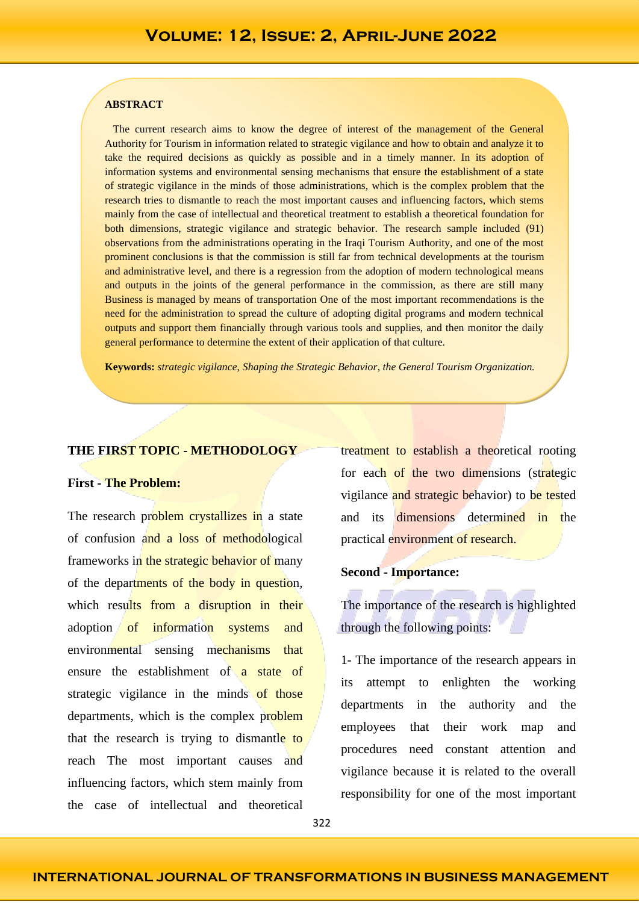**ABSTRACT**

The current research aims to know the degree of interest of the management of the General Authority for Tourism in information related to strategic vigilance and how to obtain and analyze it to take the required decisions as quickly as possible and in a timely manner. In its adoption of information systems and environmental sensing mechanisms that ensure the establishment of a state of strategic vigilance in the minds of those administrations, which is the complex problem that the research tries to dismantle to reach the most important causes and influencing factors, which stems mainly from the case of intellectual and theoretical treatment to establish a theoretical foundation for both dimensions, strategic vigilance and strategic behavior. The research sample included (91) observations from the administrations operating in the Iraqi Tourism Authority, and one of the most prominent conclusions is that the commission is still far from technical developments at the tourism and administrative level, and there is a regression from the adoption of modern technological means and outputs in the joints of the general performance in the commission, as there are still many Business is managed by means of transportation One of the most important recommendations is the need for the administration to spread the culture of adopting digital programs and modern technical outputs and support them financially through various tools and supplies, and then monitor the daily general performance to determine the extent of their application of that culture.

**Keywords:** *strategic vigilance, Shaping the Strategic Behavior, the General Tourism Organization.*

## THE FIRST TOPIC - METHODOLOGY

### First - The Problem:

The research problem crystallizes in a state of confusion and a loss of methodological frameworks in the strategic behavior of many of the departments of the body in question, which results from a disruption in their adoption of information systems and environmental sensing mechanisms that ensure the establishment of a state of strategic vigilance in the minds of those departments, which is the complex problem that the research is trying to dismantle to reach The most important causes and influencing factors, which stem mainly from the case of intellectual and theoretical treatment to establish a theoretical rooting for each of the two dimensions (strategic vigilance and strategic behavior) to be tested and its dimensions determined in the practical environment of research.

### Second - Importance:

The importance of the research is highlighted through the following points:

1- The importance of the research appears in its attempt to enlighten the working departments in the authority and the employees that their work map and procedures need constant attention and vigilance because it is related to the overall responsibility for one of the most important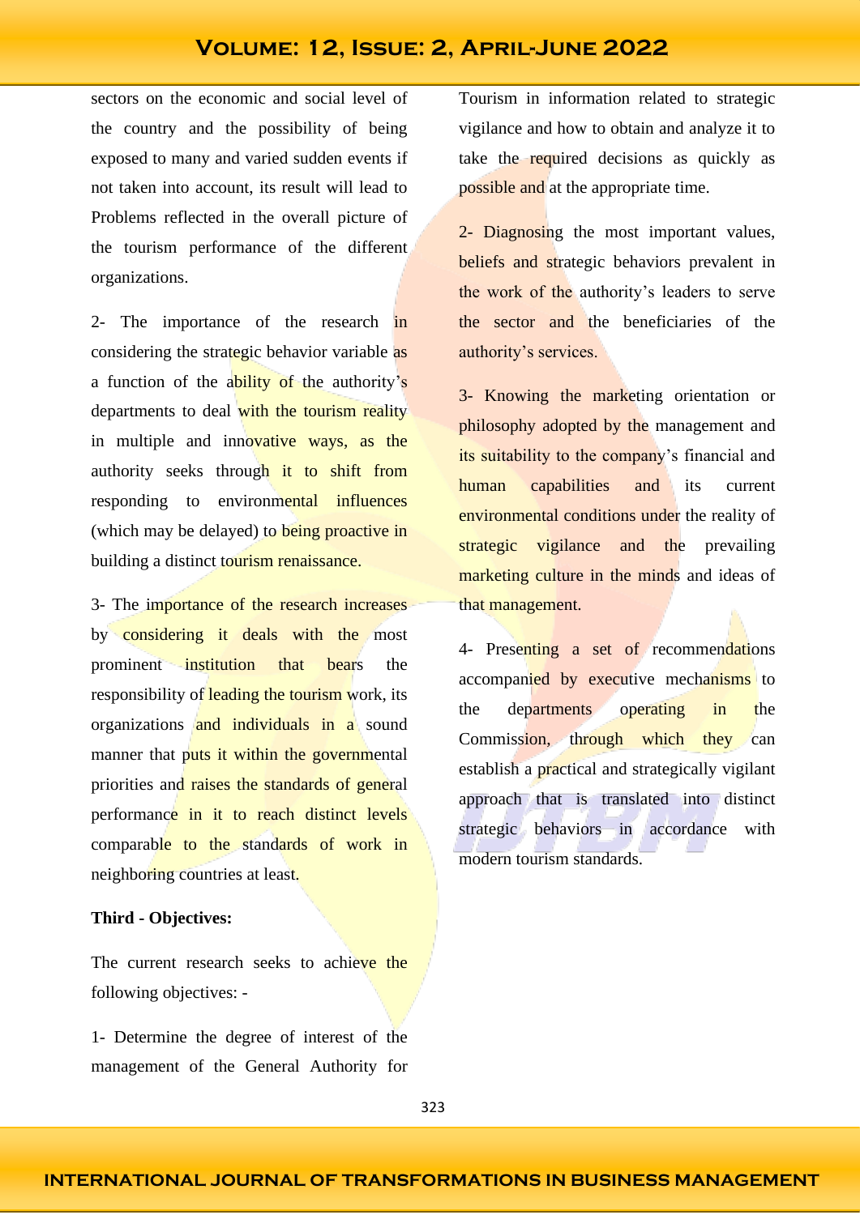sectors on the economic and social level of the country and the possibility of being exposed to many and varied sudden events if not taken into account, its result will lead to Problems reflected in the overall picture of the tourism performance of the different organizations.

2- The importance of the research in considering the strategic behavior variable as a function of the ability of the authority's departments to deal with the tourism reality in multiple and innovative ways, as the authority seeks through it to shift from responding to environmental influences (which may be delayed) to being proactive in building a distinct tourism renaissance.

3- The importance of the research increases by considering it deals with the most prominent institution that bears the responsibility of leading the tourism work, its organizations and individuals in a sound manner that puts it within the governmental priorities and raises the standards of general performance in it to reach distinct levels comparable to the standards of work in neighboring countries at least.

**Third - Objectives:**

The current research seeks to achieve the following objectives: -

1- Determine the degree of interest of the management of the General Authority for Tourism in information related to strategic vigilance and how to obtain and analyze it to take the required decisions as quickly as possible and at the appropriate time.

2- Diagnosing the most important values, beliefs and strategic behaviors prevalent in the work of the authority's leaders to serve the sector and the beneficiaries of the authority's services.

3- Knowing the marketing orientation or philosophy adopted by the management and its suitability to the company's financial and human capabilities and its current environmental conditions under the reality of strategic vigilance and the prevailing marketing culture in the minds and ideas of that management.

4- Presenting a set of recommendations accompanied by executive mechanisms to the departments operating in the Commission, through which they can establish a practical and strategically vigilant approach that is translated into distinct strategic behaviors in accordance with modern tourism standards.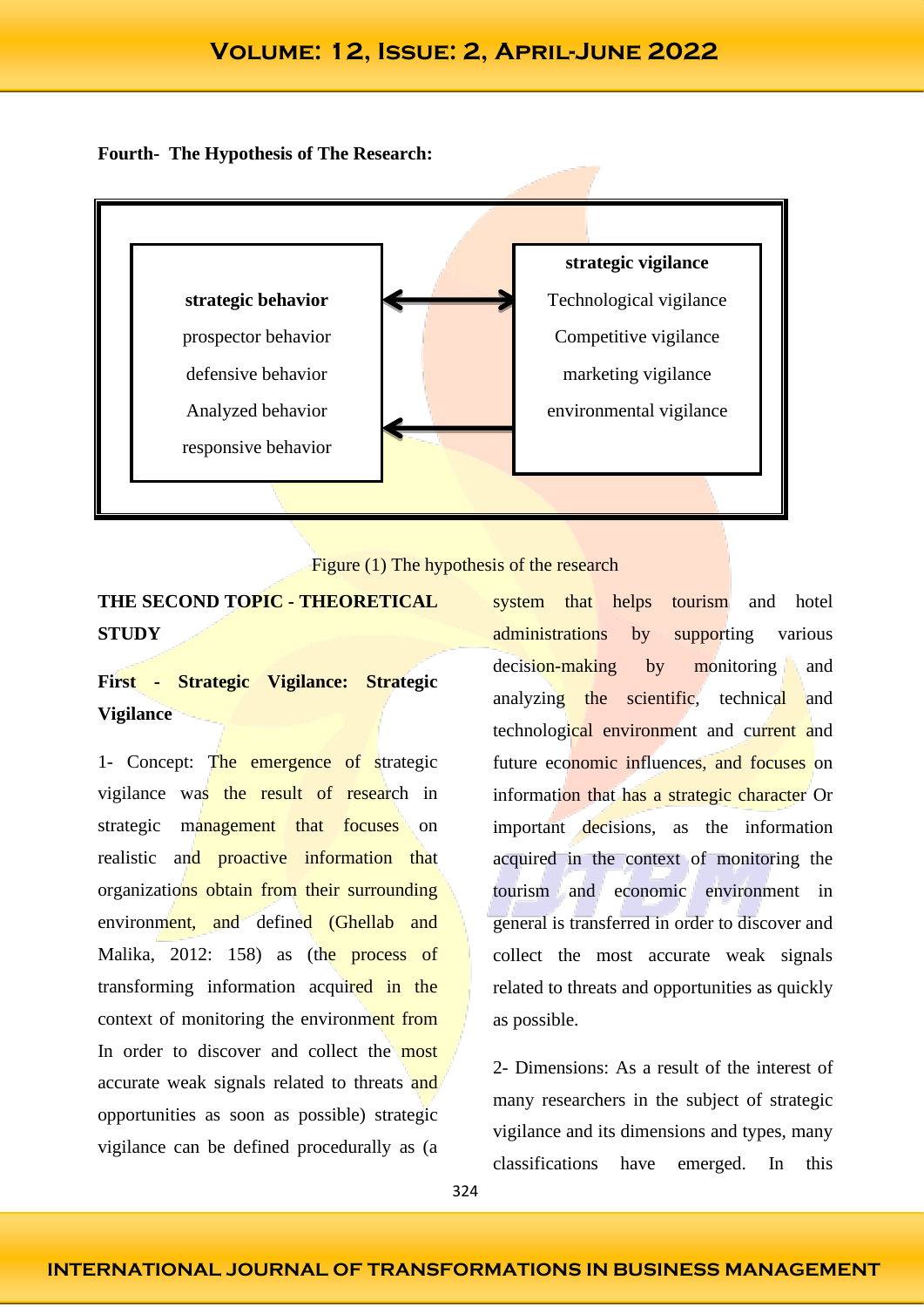**Fourth- The Hypothesis of The Research:**

| strategic behavior | | strategic vigilance |
|---|---|---|
| prospector behavior | ⟷ | Technological vigilance |
| defensive behavior | | Competitive vigilance |
| Analyzed behavior | | marketing vigilance |
| responsive behavior | ⟵ | environmental vigilance |

Figure (1) The hypothesis of the research

## THE SECOND TOPIC - THEORETICAL STUDY

### First - Strategic Vigilance: Strategic Vigilance

1- Concept: The emergence of strategic vigilance was the result of research in strategic management that focuses on realistic and proactive information that organizations obtain from their surrounding environment, and defined (Ghellab and Malika, 2012: 158) as (the process of transforming information acquired in the context of monitoring the environment from In order to discover and collect the most accurate weak signals related to threats and opportunities as soon as possible) strategic vigilance can be defined procedurally as (a system that helps tourism and hotel administrations by supporting various decision-making by monitoring and analyzing the scientific, technical and technological environment and current and future economic influences, and focuses on information that has a strategic character Or important decisions, as the information acquired in the context of monitoring the tourism and economic environment in general is transferred in order to discover and collect the most accurate weak signals related to threats and opportunities as quickly as possible.

2- Dimensions: As a result of the interest of many researchers in the subject of strategic vigilance and its dimensions and types, many classifications have emerged. In this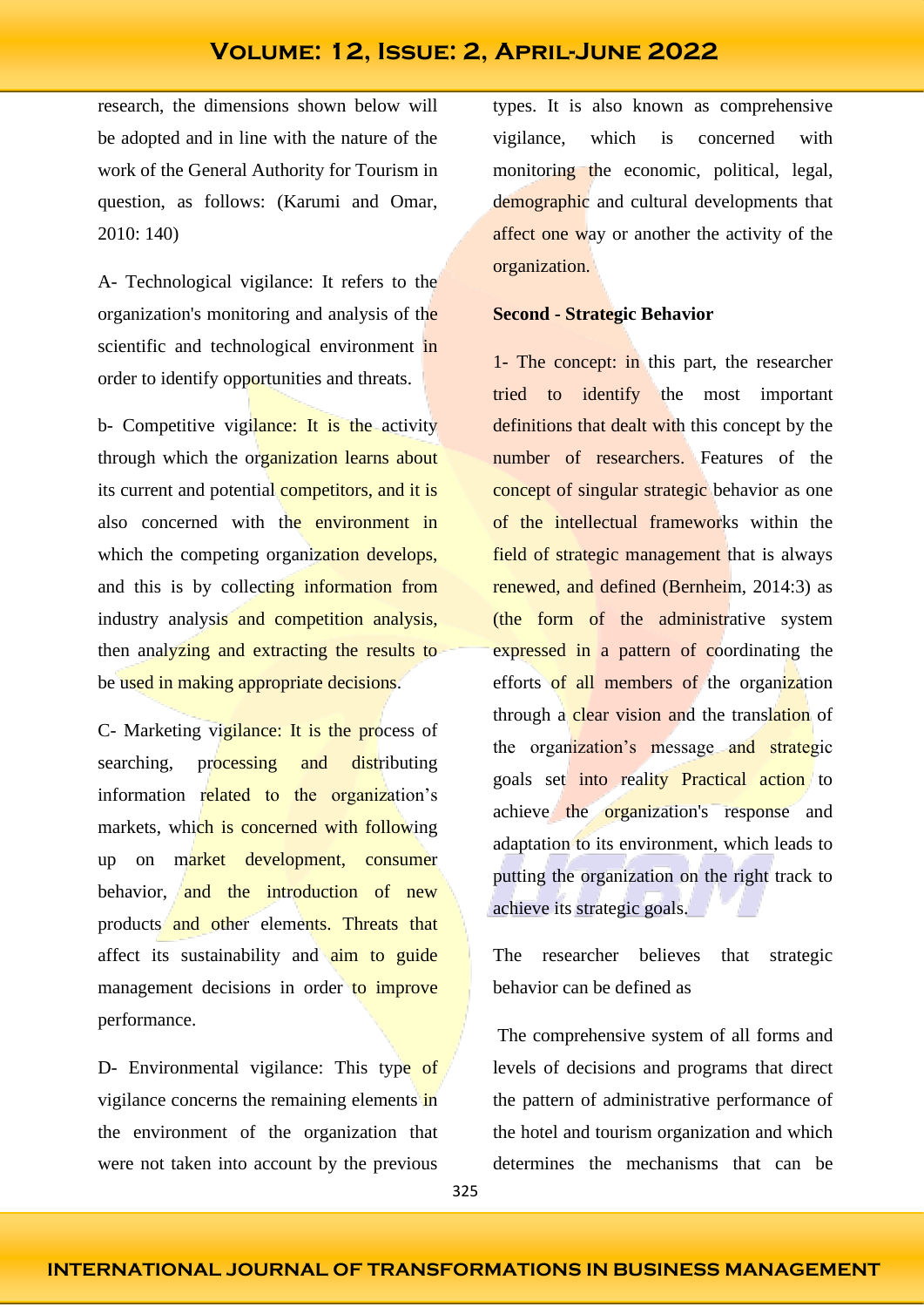research, the dimensions shown below will be adopted and in line with the nature of the work of the General Authority for Tourism in question, as follows: (Karumi and Omar, 2010: 140)

A- Technological vigilance: It refers to the organization's monitoring and analysis of the scientific and technological environment in order to identify opportunities and threats.

b- Competitive vigilance: It is the activity through which the organization learns about its current and potential competitors, and it is also concerned with the environment in which the competing organization develops, and this is by collecting information from industry analysis and competition analysis, then analyzing and extracting the results to be used in making appropriate decisions.

C- Marketing vigilance: It is the process of searching, processing and distributing information related to the organization's markets, which is concerned with following up on market development, consumer behavior, and the introduction of new products and other elements. Threats that affect its sustainability and aim to guide management decisions in order to improve performance.

D- Environmental vigilance: This type of vigilance concerns the remaining elements in the environment of the organization that were not taken into account by the previous types. It is also known as comprehensive vigilance, which is concerned with monitoring the economic, political, legal, demographic and cultural developments that affect one way or another the activity of the organization.

**Second - Strategic Behavior**

1- The concept: in this part, the researcher tried to identify the most important definitions that dealt with this concept by the number of researchers. Features of the concept of singular strategic behavior as one of the intellectual frameworks within the field of strategic management that is always renewed, and defined (Bernheim, 2014:3) as (the form of the administrative system expressed in a pattern of coordinating the efforts of all members of the organization through a clear vision and the translation of the organization's message and strategic goals set into reality Practical action to achieve the organization's response and adaptation to its environment, which leads to putting the organization on the right track to achieve its strategic goals.

The researcher believes that strategic behavior can be defined as

The comprehensive system of all forms and levels of decisions and programs that direct the pattern of administrative performance of the hotel and tourism organization and which determines the mechanisms that can be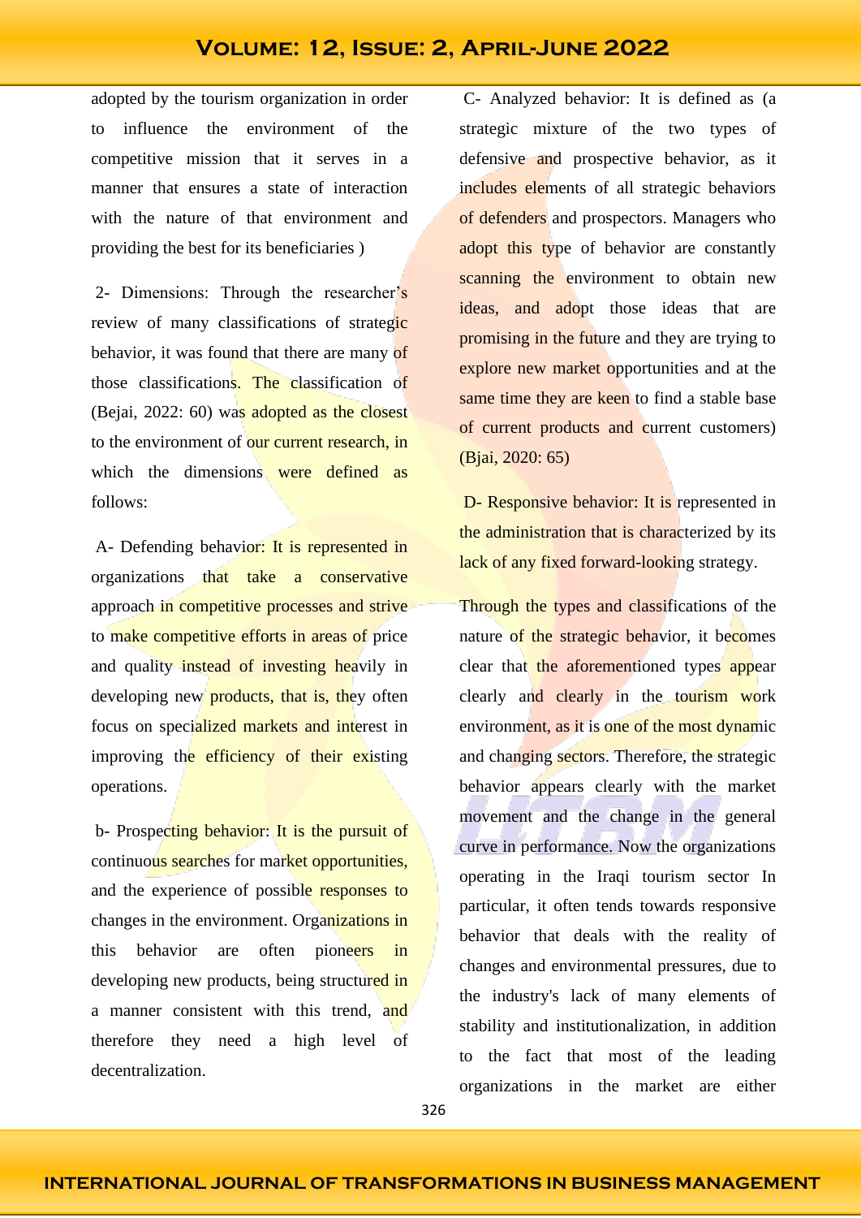adopted by the tourism organization in order to influence the environment of the competitive mission that it serves in a manner that ensures a state of interaction with the nature of that environment and providing the best for its beneficiaries )

2- Dimensions: Through the researcher's review of many classifications of strategic behavior, it was found that there are many of those classifications. The classification of (Bejai, 2022: 60) was adopted as the closest to the environment of our current research, in which the dimensions were defined as follows:

A- Defending behavior: It is represented in organizations that take a conservative approach in competitive processes and strive to make competitive efforts in areas of price and quality instead of investing heavily in developing new products, that is, they often focus on specialized markets and interest in improving the efficiency of their existing operations.

b- Prospecting behavior: It is the pursuit of continuous searches for market opportunities, and the experience of possible responses to changes in the environment. Organizations in this behavior are often pioneers in developing new products, being structured in a manner consistent with this trend, and therefore they need a high level of decentralization.

C- Analyzed behavior: It is defined as (a strategic mixture of the two types of defensive and prospective behavior, as it includes elements of all strategic behaviors of defenders and prospectors. Managers who adopt this type of behavior are constantly scanning the environment to obtain new ideas, and adopt those ideas that are promising in the future and they are trying to explore new market opportunities and at the same time they are keen to find a stable base of current products and current customers) (Bjai, 2020: 65)

D- Responsive behavior: It is represented in the administration that is characterized by its lack of any fixed forward-looking strategy.

Through the types and classifications of the nature of the strategic behavior, it becomes clear that the aforementioned types appear clearly and clearly in the tourism work environment, as it is one of the most dynamic and changing sectors. Therefore, the strategic behavior appears clearly with the market movement and the change in the general curve in performance. Now the organizations operating in the Iraqi tourism sector In particular, it often tends towards responsive behavior that deals with the reality of changes and environmental pressures, due to the industry's lack of many elements of stability and institutionalization, in addition to the fact that most of the leading organizations in the market are either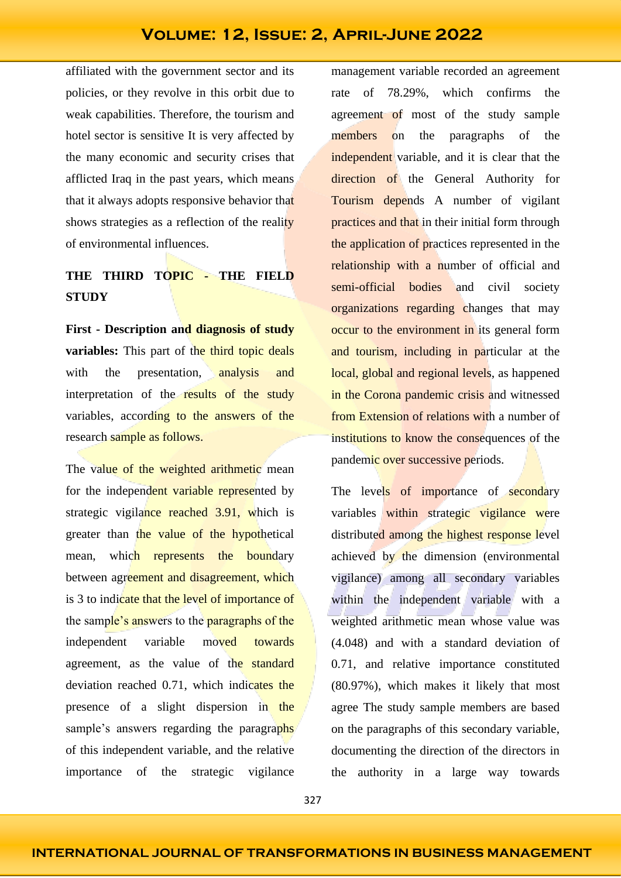affiliated with the government sector and its policies, or they revolve in this orbit due to weak capabilities. Therefore, the tourism and hotel sector is sensitive It is very affected by the many economic and security crises that afflicted Iraq in the past years, which means that it always adopts responsive behavior that shows strategies as a reflection of the reality of environmental influences.

## THE THIRD TOPIC - THE FIELD STUDY

**First - Description and diagnosis of study variables:** This part of the third topic deals with the presentation, analysis and interpretation of the results of the study variables, according to the answers of the research sample as follows.

The value of the weighted arithmetic mean for the independent variable represented by strategic vigilance reached 3.91, which is greater than the value of the hypothetical mean, which represents the boundary between agreement and disagreement, which is 3 to indicate that the level of importance of the sample's answers to the paragraphs of the independent variable moved towards agreement, as the value of the standard deviation reached 0.71, which indicates the presence of a slight dispersion in the sample's answers regarding the paragraphs of this independent variable, and the relative importance of the strategic vigilance management variable recorded an agreement rate of 78.29%, which confirms the agreement of most of the study sample members on the paragraphs of the independent variable, and it is clear that the direction of the General Authority for Tourism depends A number of vigilant practices and that in their initial form through the application of practices represented in the relationship with a number of official and semi-official bodies and civil society organizations regarding changes that may occur to the environment in its general form and tourism, including in particular at the local, global and regional levels, as happened in the Corona pandemic crisis and witnessed from Extension of relations with a number of institutions to know the consequences of the pandemic over successive periods.

The levels of importance of secondary variables within strategic vigilance were distributed among the highest response level achieved by the dimension (environmental vigilance) among all secondary variables within the independent variable with a weighted arithmetic mean whose value was (4.048) and with a standard deviation of 0.71, and relative importance constituted (80.97%), which makes it likely that most agree The study sample members are based on the paragraphs of this secondary variable, documenting the direction of the directors in the authority in a large way towards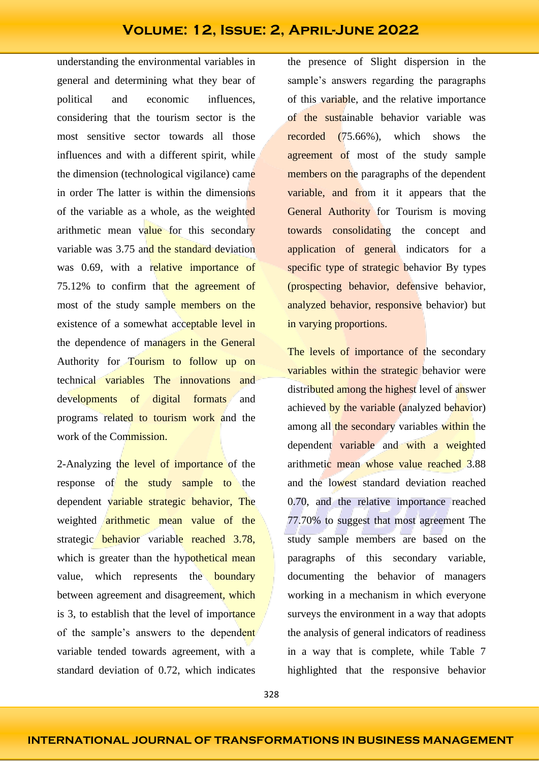understanding the environmental variables in general and determining what they bear of political and economic influences, considering that the tourism sector is the most sensitive sector towards all those influences and with a different spirit, while the dimension (technological vigilance) came in order The latter is within the dimensions of the variable as a whole, as the weighted arithmetic mean value for this secondary variable was 3.75 and the standard deviation was 0.69, with a relative importance of 75.12% to confirm that the agreement of most of the study sample members on the existence of a somewhat acceptable level in the dependence of managers in the General Authority for Tourism to follow up on technical variables The innovations and developments of digital formats and programs related to tourism work and the work of the Commission.

2-Analyzing the level of importance of the response of the study sample to the dependent variable strategic behavior, The weighted arithmetic mean value of the strategic behavior variable reached 3.78, which is greater than the hypothetical mean value, which represents the boundary between agreement and disagreement, which is 3, to establish that the level of importance of the sample's answers to the dependent variable tended towards agreement, with a standard deviation of 0.72, which indicates the presence of Slight dispersion in the sample's answers regarding the paragraphs of this variable, and the relative importance of the sustainable behavior variable was recorded (75.66%), which shows the agreement of most of the study sample members on the paragraphs of the dependent variable, and from it it appears that the General Authority for Tourism is moving towards consolidating the concept and application of general indicators for a specific type of strategic behavior By types (prospecting behavior, defensive behavior, analyzed behavior, responsive behavior) but in varying proportions.

The levels of importance of the secondary variables within the strategic behavior were distributed among the highest level of answer achieved by the variable (analyzed behavior) among all the secondary variables within the dependent variable and with a weighted arithmetic mean whose value reached 3.88 and the lowest standard deviation reached 0.70, and the relative importance reached 77.70% to suggest that most agreement The study sample members are based on the paragraphs of this secondary variable, documenting the behavior of managers working in a mechanism in which everyone surveys the environment in a way that adopts the analysis of general indicators of readiness in a way that is complete, while Table 7 highlighted that the responsive behavior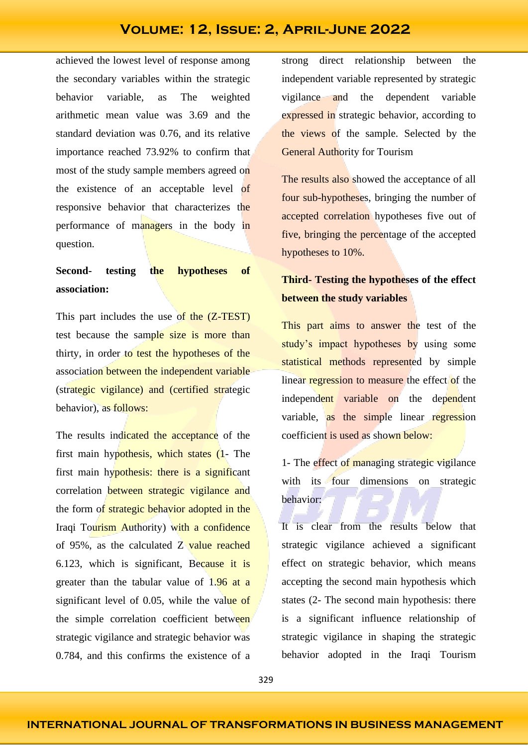achieved the lowest level of response among the secondary variables within the strategic behavior variable, as The weighted arithmetic mean value was 3.69 and the standard deviation was 0.76, and its relative importance reached 73.92% to confirm that most of the study sample members agreed on the existence of an acceptable level of responsive behavior that characterizes the performance of managers in the body in question.

**Second- testing the hypotheses of association:**

This part includes the use of the (Z-TEST) test because the sample size is more than thirty, in order to test the hypotheses of the association between the independent variable (strategic vigilance) and (certified strategic behavior), as follows:

The results indicated the acceptance of the first main hypothesis, which states (1- The first main hypothesis: there is a significant correlation between strategic vigilance and the form of strategic behavior adopted in the Iraqi Tourism Authority) with a confidence of 95%, as the calculated Z value reached 6.123, which is significant, Because it is greater than the tabular value of 1.96 at a significant level of 0.05, while the value of the simple correlation coefficient between strategic vigilance and strategic behavior was 0.784, and this confirms the existence of a strong direct relationship between the independent variable represented by strategic vigilance and the dependent variable expressed in strategic behavior, according to the views of the sample. Selected by the General Authority for Tourism

The results also showed the acceptance of all four sub-hypotheses, bringing the number of accepted correlation hypotheses five out of five, bringing the percentage of the accepted hypotheses to 10%.

**Third- Testing the hypotheses of the effect between the study variables**

This part aims to answer the test of the study's impact hypotheses by using some statistical methods represented by simple linear regression to measure the effect of the independent variable on the dependent variable, as the simple linear regression coefficient is used as shown below:

1- The effect of managing strategic vigilance with its four dimensions on strategic behavior:

It is clear from the results below that strategic vigilance achieved a significant effect on strategic behavior, which means accepting the second main hypothesis which states (2- The second main hypothesis: there is a significant influence relationship of strategic vigilance in shaping the strategic behavior adopted in the Iraqi Tourism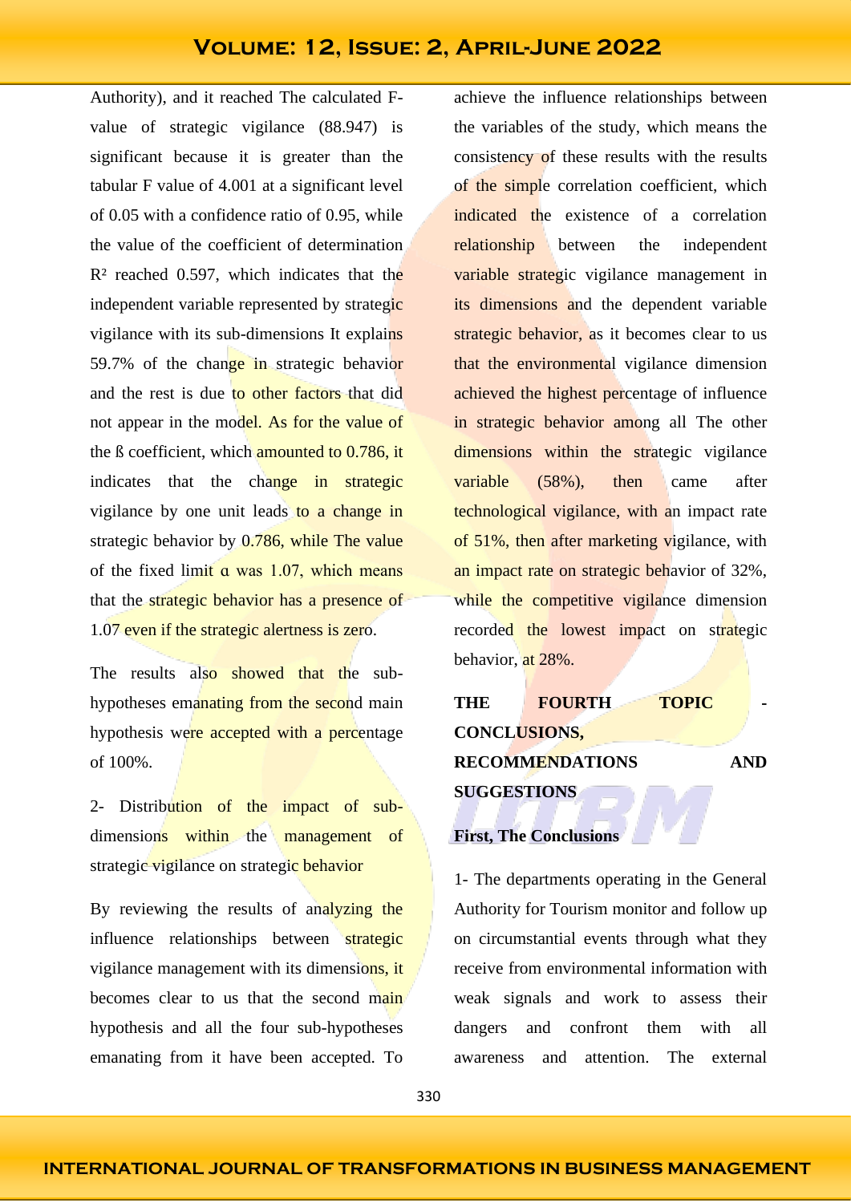Authority), and it reached The calculated F-value of strategic vigilance (88.947) is significant because it is greater than the tabular F value of 4.001 at a significant level of 0.05 with a confidence ratio of 0.95, while the value of the coefficient of determination $R^2$ reached 0.597, which indicates that the independent variable represented by strategic vigilance with its sub-dimensions It explains 59.7% of the change in strategic behavior and the rest is due to other factors that did not appear in the model. As for the value of the ß coefficient, which amounted to 0.786, it indicates that the change in strategic vigilance by one unit leads to a change in strategic behavior by 0.786, while The value of the fixed limit α was 1.07, which means that the strategic behavior has a presence of 1.07 even if the strategic alertness is zero.

The results also showed that the sub-hypotheses emanating from the second main hypothesis were accepted with a percentage of 100%.

2- Distribution of the impact of sub-dimensions within the management of strategic vigilance on strategic behavior

By reviewing the results of analyzing the influence relationships between strategic vigilance management with its dimensions, it becomes clear to us that the second main hypothesis and all the four sub-hypotheses emanating from it have been accepted. To achieve the influence relationships between the variables of the study, which means the consistency of these results with the results of the simple correlation coefficient, which indicated the existence of a correlation relationship between the independent variable strategic vigilance management in its dimensions and the dependent variable strategic behavior, as it becomes clear to us that the environmental vigilance dimension achieved the highest percentage of influence in strategic behavior among all The other dimensions within the strategic vigilance variable (58%), then came after technological vigilance, with an impact rate of 51%, then after marketing vigilance, with an impact rate on strategic behavior of 32%, while the competitive vigilance dimension recorded the lowest impact on strategic behavior, at 28%.

## THE FOURTH TOPIC - CONCLUSIONS, RECOMMENDATIONS AND SUGGESTIONS

### First, The Conclusions

1- The departments operating in the General Authority for Tourism monitor and follow up on circumstantial events through what they receive from environmental information with weak signals and work to assess their dangers and confront them with all awareness and attention. The external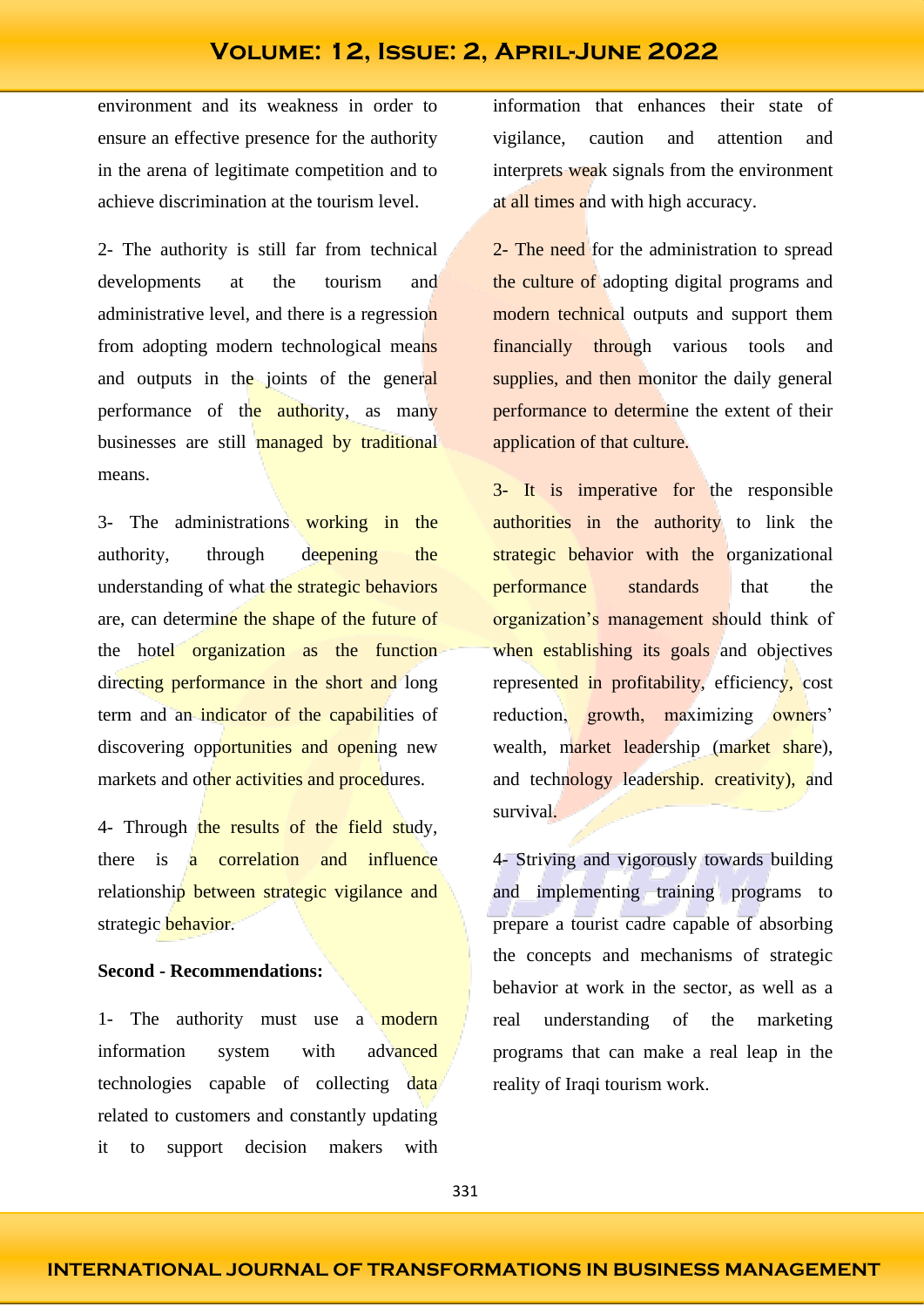environment and its weakness in order to ensure an effective presence for the authority in the arena of legitimate competition and to achieve discrimination at the tourism level.

2- The authority is still far from technical developments at the tourism and administrative level, and there is a regression from adopting modern technological means and outputs in the joints of the general performance of the authority, as many businesses are still managed by traditional means.

3- The administrations working in the authority, through deepening the understanding of what the strategic behaviors are, can determine the shape of the future of the hotel organization as the function directing performance in the short and long term and an indicator of the capabilities of discovering opportunities and opening new markets and other activities and procedures.

4- Through the results of the field study, there is a correlation and influence relationship between strategic vigilance and strategic behavior.

**Second - Recommendations:**

1- The authority must use a modern information system with advanced technologies capable of collecting data related to customers and constantly updating it to support decision makers with information that enhances their state of vigilance, caution and attention and interprets weak signals from the environment at all times and with high accuracy.

2- The need for the administration to spread the culture of adopting digital programs and modern technical outputs and support them financially through various tools and supplies, and then monitor the daily general performance to determine the extent of their application of that culture.

3- It is imperative for the responsible authorities in the authority to link the strategic behavior with the organizational performance standards that the organization's management should think of when establishing its goals and objectives represented in profitability, efficiency, cost reduction, growth, maximizing owners' wealth, market leadership (market share), and technology leadership. creativity), and survival.

4- Striving and vigorously towards building and implementing training programs to prepare a tourist cadre capable of absorbing the concepts and mechanisms of strategic behavior at work in the sector, as well as a real understanding of the marketing programs that can make a real leap in the reality of Iraqi tourism work.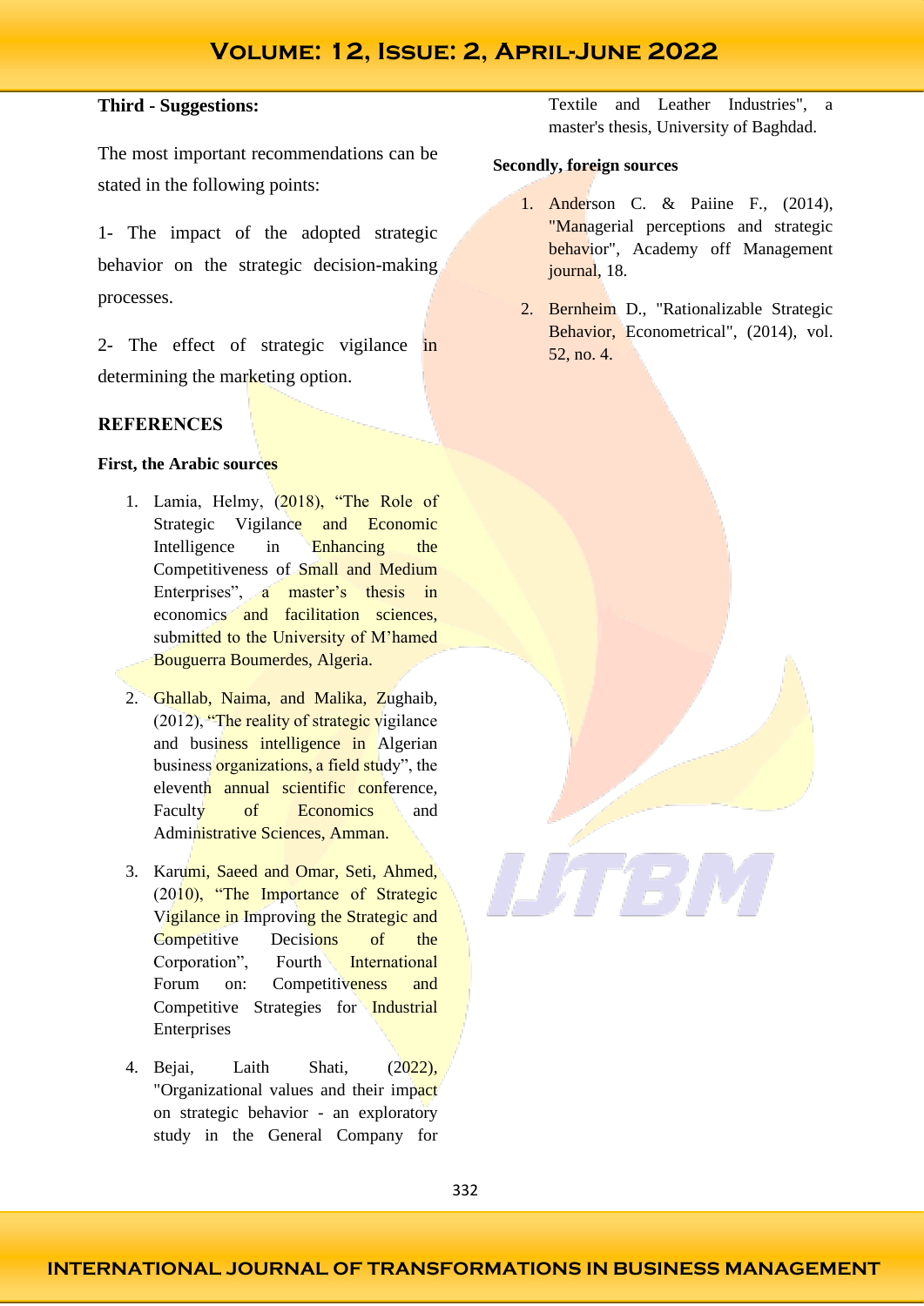**Third - Suggestions:**

The most important recommendations can be stated in the following points:

1- The impact of the adopted strategic behavior on the strategic decision-making processes.

2- The effect of strategic vigilance in determining the marketing option.

## REFERENCES

**First, the Arabic sources**

1. Lamia, Helmy, (2018), "The Role of Strategic Vigilance and Economic Intelligence in Enhancing the Competitiveness of Small and Medium Enterprises", a master's thesis in economics and facilitation sciences, submitted to the University of M'hamed Bouguerra Boumerdes, Algeria.
2. Ghallab, Naima, and Malika, Zughaib, (2012), "The reality of strategic vigilance and business intelligence in Algerian business organizations, a field study", the eleventh annual scientific conference, Faculty of Economics and Administrative Sciences, Amman.
3. Karumi, Saeed and Omar, Seti, Ahmed, (2010), "The Importance of Strategic Vigilance in Improving the Strategic and Competitive Decisions of the Corporation", Fourth International Forum on: Competitiveness and Competitive Strategies for Industrial Enterprises
4. Bejai, Laith Shati, (2022), "Organizational values and their impact on strategic behavior - an exploratory study in the General Company for Textile and Leather Industries", a master's thesis, University of Baghdad.

**Secondly, foreign sources**

1. Anderson C. & Paiine F., (2014), "Managerial perceptions and strategic behavior", Academy off Management journal, 18.
2. Bernheim D., "Rationalizable Strategic Behavior, Econometrical", (2014), vol. 52, no. 4.